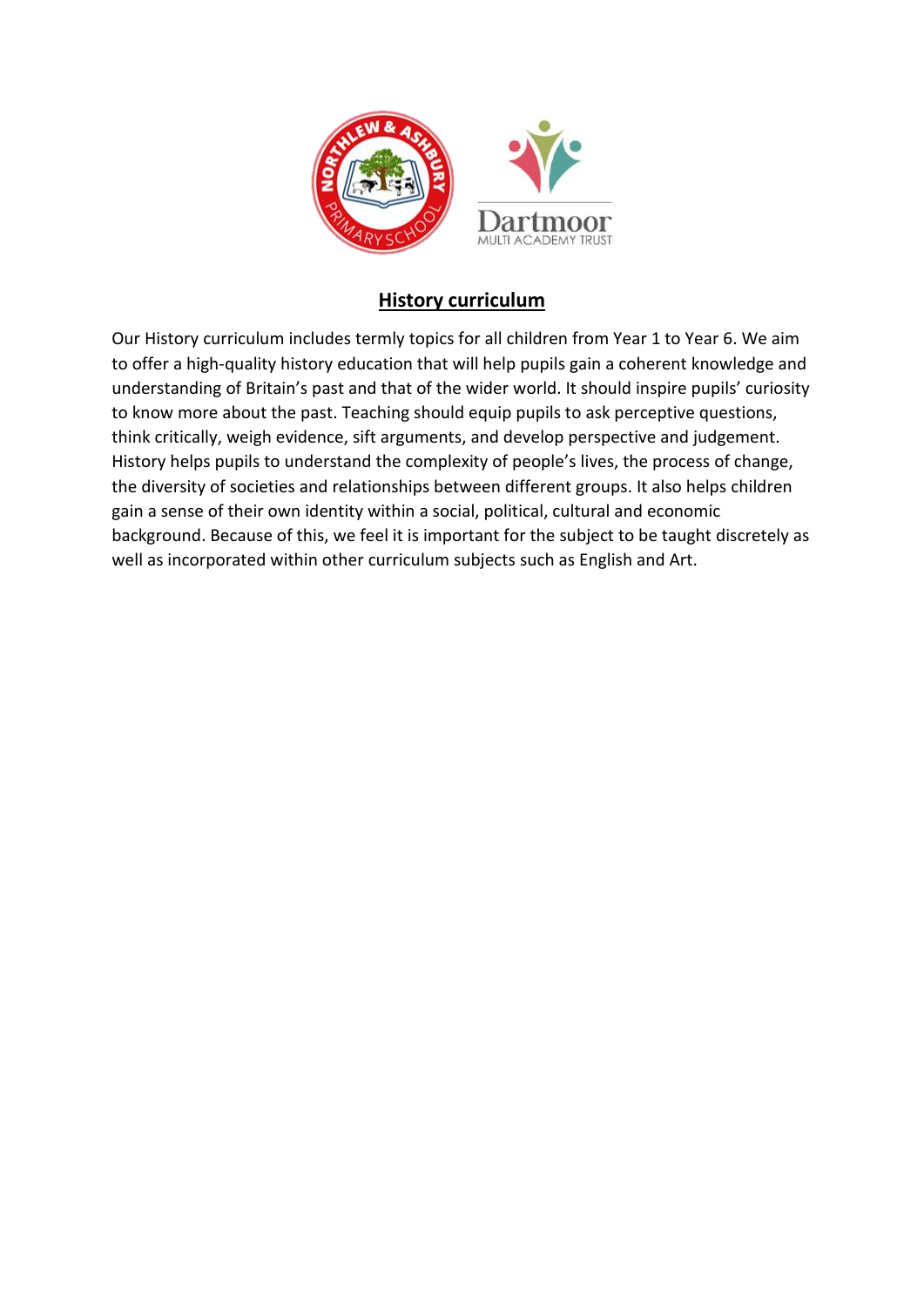# History curriculum

Our History curriculum includes termly topics for all children from Year 1 to Year 6. We aim to offer a high-quality history education that will help pupils gain a coherent knowledge and understanding of Britain's past and that of the wider world. It should inspire pupils' curiosity to know more about the past. Teaching should equip pupils to ask perceptive questions, think critically, weigh evidence, sift arguments, and develop perspective and judgement. History helps pupils to understand the complexity of people's lives, the process of change, the diversity of societies and relationships between different groups. It also helps children gain a sense of their own identity within a social, political, cultural and economic background. Because of this, we feel it is important for the subject to be taught discretely as well as incorporated within other curriculum subjects such as English and Art.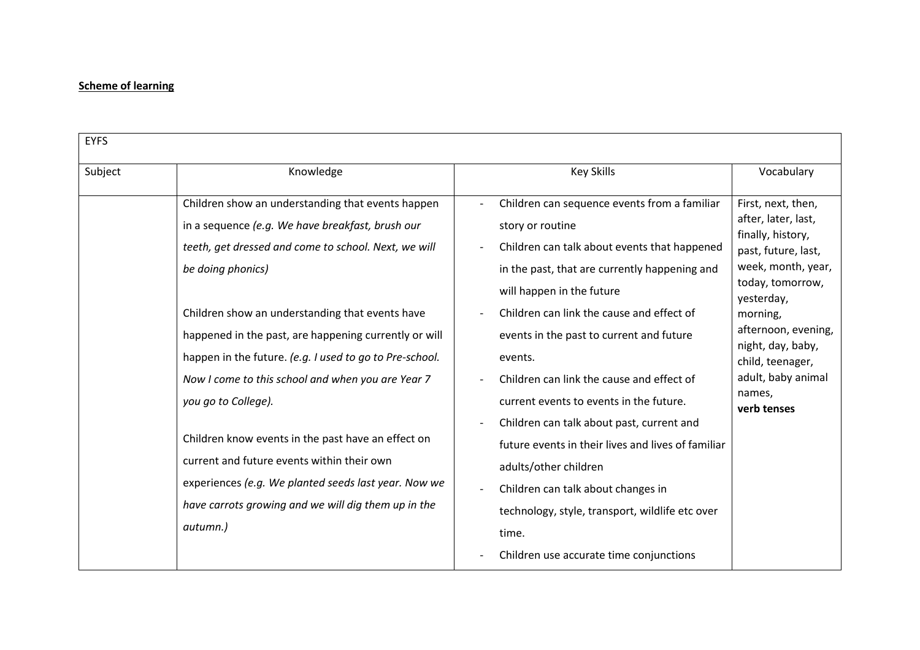**Scheme of learning**

| EYFS | | | |
|---|---|---|---|
| Subject | Knowledge | Key Skills | Vocabulary |
| | Children show an understanding that events happen in a sequence *(e.g. We have breakfast, brush our teeth, get dressed and come to school. Next, we will be doing phonics)*<br><br>Children show an understanding that events have happened in the past, are happening currently or will happen in the future. *(e.g. I used to go to Pre-school. Now I come to this school and when you are Year 7 you go to College).*<br><br>Children know events in the past have an effect on current and future events within their own experiences *(e.g. We planted seeds last year. Now we have carrots growing and we will dig them up in the autumn.)* | - Children can sequence events from a familiar story or routine<br>- Children can talk about events that happened in the past, that are currently happening and will happen in the future<br>- Children can link the cause and effect of events in the past to current and future events.<br>- Children can link the cause and effect of current events to events in the future.<br>- Children can talk about past, current and future events in their lives and lives of familiar adults/other children<br>- Children can talk about changes in technology, style, transport, wildlife etc over time.<br>- Children use accurate time conjunctions | First, next, then, after, later, last, finally, history, past, future, last, week, month, year, today, tomorrow, yesterday, morning, afternoon, evening, night, day, baby, child, teenager, adult, baby animal names,<br>**verb tenses** |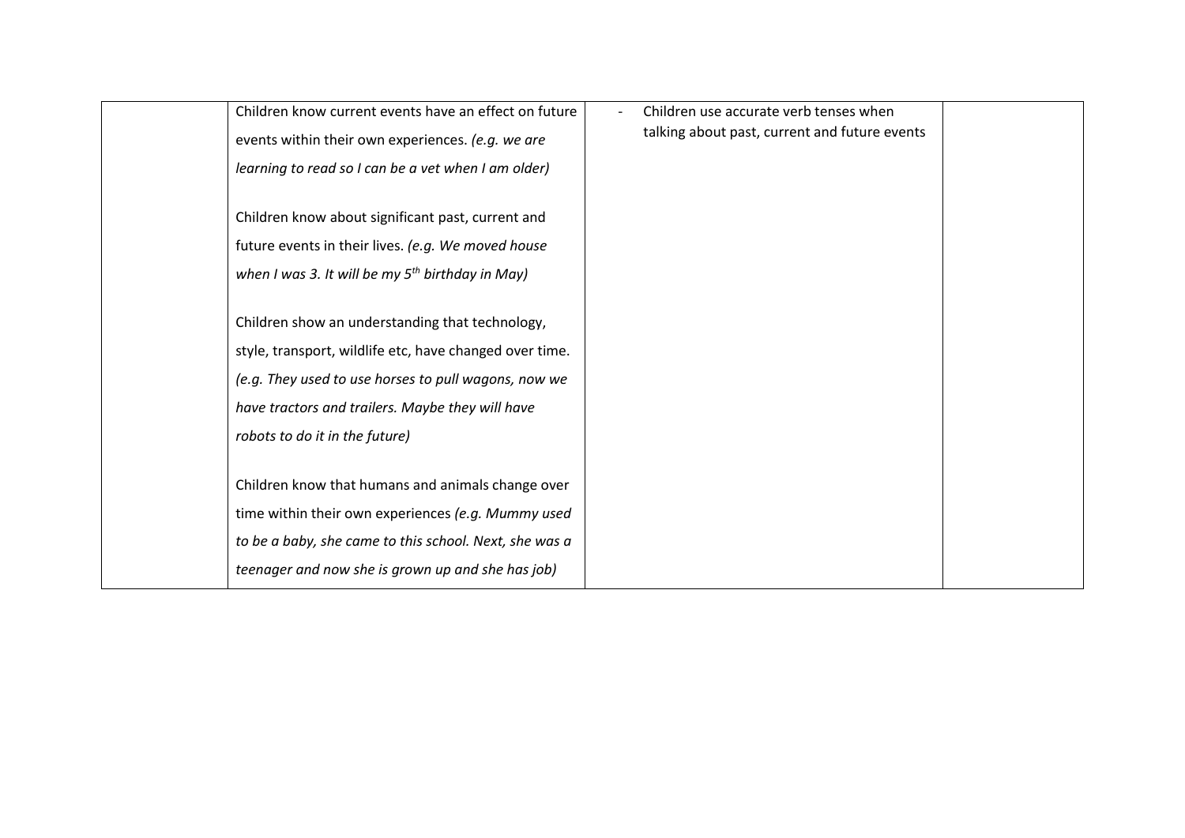|  |  |  |  |
| --- | --- | --- | --- |
|  | Children know current events have an effect on future events within their own experiences. *(e.g. we are learning to read so I can be a vet when I am older)*<br><br>Children know about significant past, current and future events in their lives. *(e.g. We moved house when I was 3. It will be my 5th birthday in May)*<br><br>Children show an understanding that technology, style, transport, wildlife etc, have changed over time. *(e.g. They used to use horses to pull wagons, now we have tractors and trailers. Maybe they will have robots to do it in the future)*<br><br>Children know that humans and animals change over time within their own experiences *(e.g. Mummy used to be a baby, she came to this school. Next, she was a teenager and now she is grown up and she has job)* | - Children use accurate verb tenses when talking about past, current and future events |  |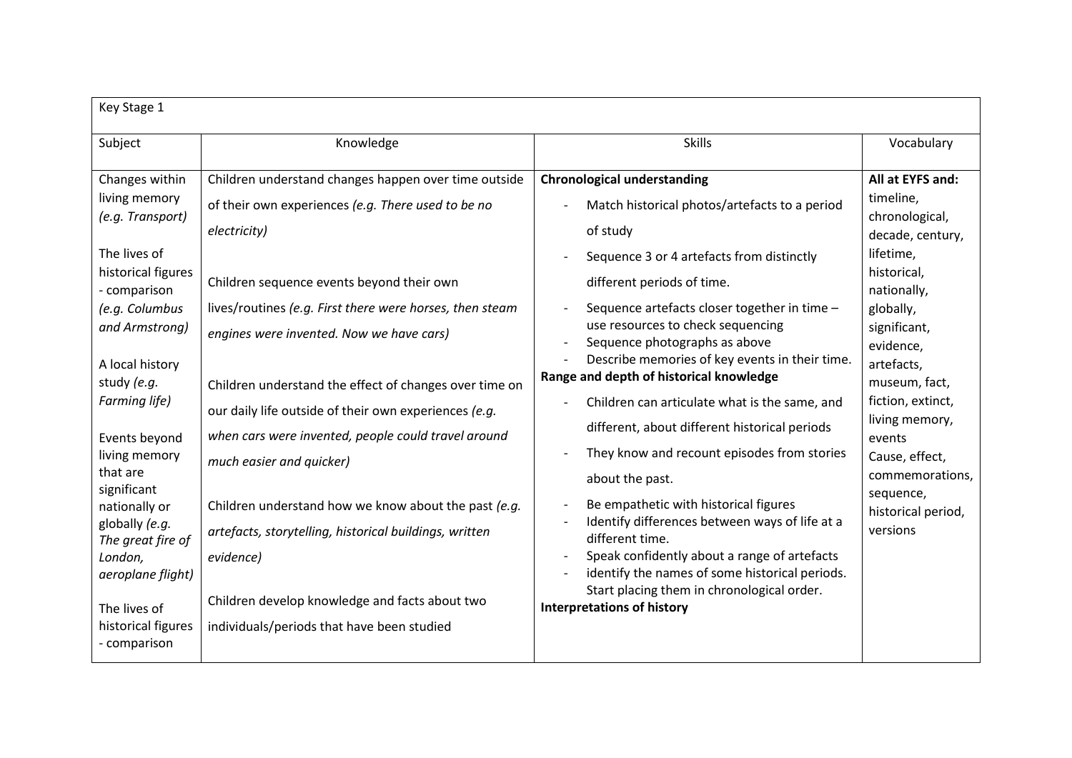| Key Stage 1 | | | |
|---|---|---|---|
| Subject | Knowledge | Skills | Vocabulary |
| Changes within living memory *(e.g. Transport)*<br><br>The lives of historical figures - comparison *(e.g. Columbus and Armstrong)*<br><br>A local history study *(e.g. Farming life)*<br><br>Events beyond living memory that are significant nationally or globally *(e.g. The great fire of London, aeroplane flight)*<br><br>The lives of historical figures - comparison | Children understand changes happen over time outside of their own experiences *(e.g. There used to be no electricity)*<br><br>Children sequence events beyond their own lives/routines *(e.g. First there were horses, then steam engines were invented. Now we have cars)*<br><br>Children understand the effect of changes over time on our daily life outside of their own experiences *(e.g. when cars were invented, people could travel around much easier and quicker)*<br><br>Children understand how we know about the past *(e.g. artefacts, storytelling, historical buildings, written evidence)*<br><br>Children develop knowledge and facts about two individuals/periods that have been studied | **Chronological understanding**<br>- Match historical photos/artefacts to a period of study<br>- Sequence 3 or 4 artefacts from distinctly different periods of time.<br>- Sequence artefacts closer together in time – use resources to check sequencing<br>- Sequence photographs as above<br>- Describe memories of key events in their time.<br>**Range and depth of historical knowledge**<br>- Children can articulate what is the same, and different, about different historical periods<br>- They know and recount episodes from stories about the past.<br>- Be empathetic with historical figures<br>- Identify differences between ways of life at a different time.<br>- Speak confidently about a range of artefacts<br>- identify the names of some historical periods. Start placing them in chronological order.<br>**Interpretations of history** | **All at EYFS and:**<br>timeline, chronological, decade, century, lifetime, historical, nationally, globally, significant, evidence, artefacts, museum, fact, fiction, extinct, living memory, events<br>Cause, effect, commemorations, sequence, historical period, versions |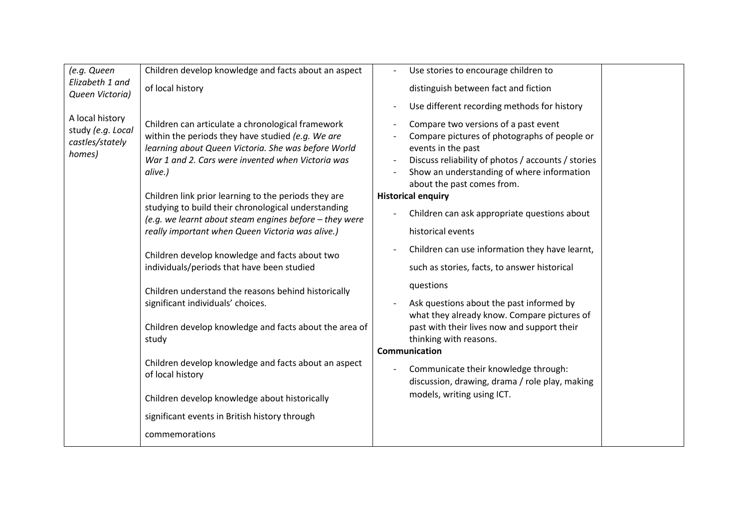| | | | |
|---|---|---|---|
| *(e.g. Queen Elizabeth 1 and Queen Victoria)*<br><br>A local history study *(e.g. Local castles/stately homes)* | Children develop knowledge and facts about an aspect of local history<br><br>Children can articulate a chronological framework within the periods they have studied *(e.g. We are learning about Queen Victoria. She was before World War 1 and 2. Cars were invented when Victoria was alive.)*<br><br>Children link prior learning to the periods they are studying to build their chronological understanding *(e.g. we learnt about steam engines before – they were really important when Queen Victoria was alive.)*<br><br>Children develop knowledge and facts about two individuals/periods that have been studied<br><br>Children understand the reasons behind historically significant individuals' choices.<br><br>Children develop knowledge and facts about the area of study<br><br>Children develop knowledge and facts about an aspect of local history<br><br>Children develop knowledge about historically significant events in British history through commemorations | - Use stories to encourage children to distinguish between fact and fiction<br>- Use different recording methods for history<br>- Compare two versions of a past event<br>- Compare pictures of photographs of people or events in the past<br>- Discuss reliability of photos / accounts / stories<br>- Show an understanding of where information about the past comes from.<br><br>**Historical enquiry**<br>- Children can ask appropriate questions about historical events<br>- Children can use information they have learnt, such as stories, facts, to answer historical questions<br>- Ask questions about the past informed by what they already know. Compare pictures of past with their lives now and support their thinking with reasons.<br><br>**Communication**<br>- Communicate their knowledge through: discussion, drawing, drama / role play, making models, writing using ICT. | |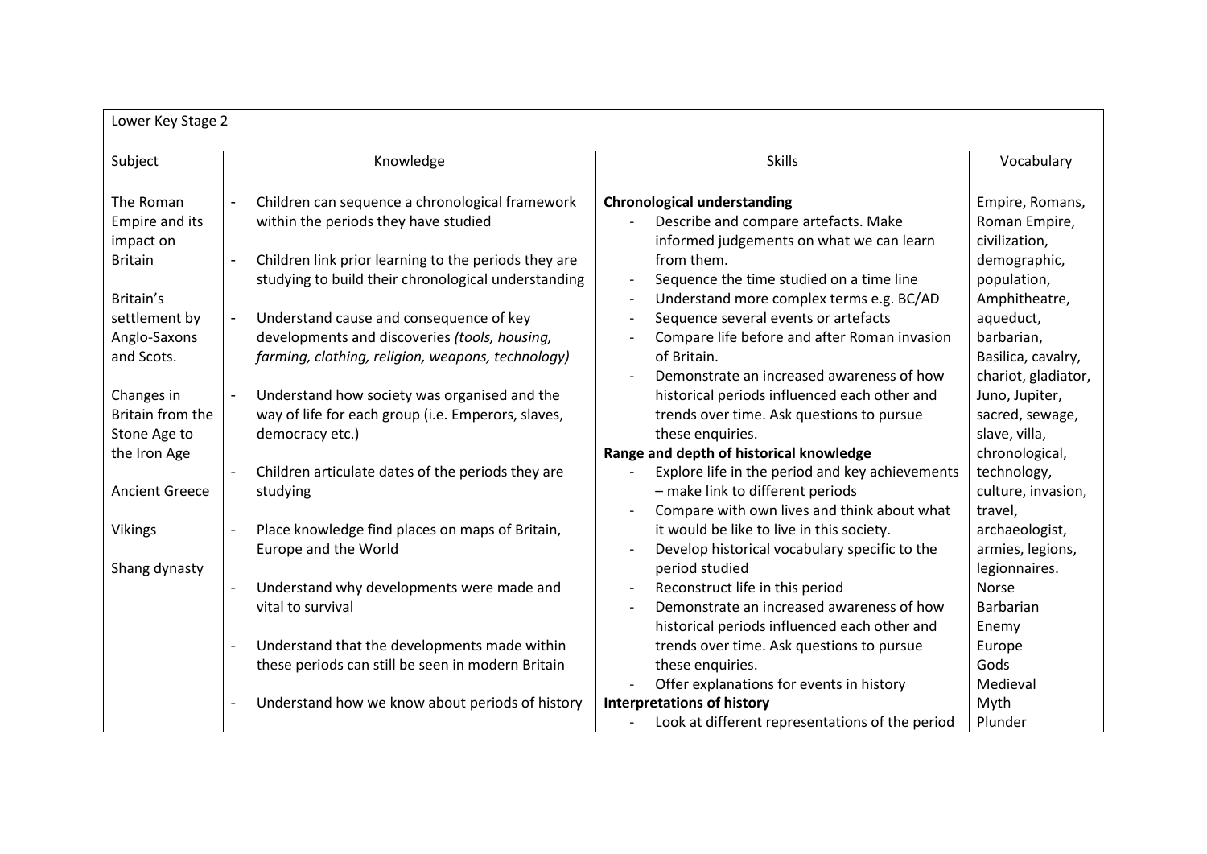| Lower Key Stage 2 | | | |
|---|---|---|---|
| Subject | Knowledge | Skills | Vocabulary |
| The Roman Empire and its impact on Britain<br><br>Britain's settlement by Anglo-Saxons and Scots.<br><br>Changes in Britain from the Stone Age to the Iron Age<br><br>Ancient Greece<br><br>Vikings<br><br>Shang dynasty | - Children can sequence a chronological framework within the periods they have studied<br><br>- Children link prior learning to the periods they are studying to build their chronological understanding<br><br>- Understand cause and consequence of key developments and discoveries *(tools, housing, farming, clothing, religion, weapons, technology)*<br><br>- Understand how society was organised and the way of life for each group (i.e. Emperors, slaves, democracy etc.)<br><br>- Children articulate dates of the periods they are studying<br><br>- Place knowledge find places on maps of Britain, Europe and the World<br><br>- Understand why developments were made and vital to survival<br><br>- Understand that the developments made within these periods can still be seen in modern Britain<br><br>- Understand how we know about periods of history | **Chronological understanding**<br>- Describe and compare artefacts. Make informed judgements on what we can learn from them.<br>- Sequence the time studied on a time line<br>- Understand more complex terms e.g. BC/AD<br>- Sequence several events or artefacts<br>- Compare life before and after Roman invasion of Britain.<br>- Demonstrate an increased awareness of how historical periods influenced each other and trends over time. Ask questions to pursue these enquiries.<br>**Range and depth of historical knowledge**<br>- Explore life in the period and key achievements – make link to different periods<br>- Compare with own lives and think about what it would be like to live in this society.<br>- Develop historical vocabulary specific to the period studied<br>- Reconstruct life in this period<br>- Demonstrate an increased awareness of how historical periods influenced each other and trends over time. Ask questions to pursue these enquiries.<br>- Offer explanations for events in history<br>**Interpretations of history**<br>- Look at different representations of the period | Empire, Romans, Roman Empire, civilization, demographic, population, Amphitheatre, aqueduct, barbarian, Basilica, cavalry, chariot, gladiator, Juno, Jupiter, sacred, sewage, slave, villa, chronological, technology, culture, invasion, travel, archaeologist, armies, legions, legionnaires.<br>Norse<br>Barbarian<br>Enemy<br>Europe<br>Gods<br>Medieval<br>Myth<br>Plunder |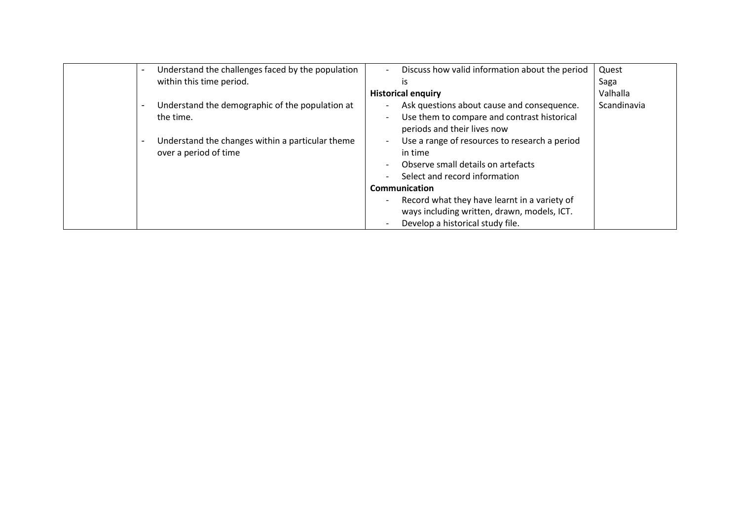|  |  |  |  |
|---|---|---|---|
|  | - Understand the challenges faced by the population within this time period.<br><br>- Understand the demographic of the population at the time.<br><br>- Understand the changes within a particular theme over a period of time | - Discuss how valid information about the period is<br>**Historical enquiry**<br>- Ask questions about cause and consequence.<br>- Use them to compare and contrast historical periods and their lives now<br>- Use a range of resources to research a period in time<br>- Observe small details on artefacts<br>- Select and record information<br>**Communication**<br>- Record what they have learnt in a variety of ways including written, drawn, models, ICT.<br>- Develop a historical study file. | Quest<br>Saga<br>Valhalla<br>Scandinavia |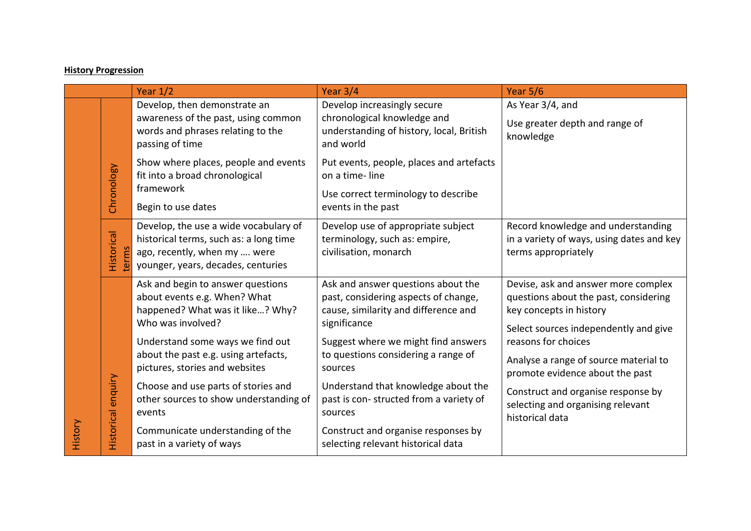**History Progression**

| | | Year 1/2 | Year 3/4 | Year 5/6 |
|---|---|---|---|---|
| History | Chronology | Develop, then demonstrate an awareness of the past, using common words and phrases relating to the passing of time<br><br>Show where places, people and events fit into a broad chronological framework<br><br>Begin to use dates | Develop increasingly secure chronological knowledge and understanding of history, local, British and world<br><br>Put events, people, places and artefacts on a time- line<br><br>Use correct terminology to describe events in the past | As Year 3/4, and<br><br>Use greater depth and range of knowledge |
| | Historical terms | Develop, the use a wide vocabulary of historical terms, such as: a long time ago, recently, when my …. were younger, years, decades, centuries | Develop use of appropriate subject terminology, such as: empire, civilisation, monarch | Record knowledge and understanding in a variety of ways, using dates and key terms appropriately |
| | Historical enquiry | Ask and begin to answer questions about events e.g. When? What happened? What was it like…? Why? Who was involved?<br><br>Understand some ways we find out about the past e.g. using artefacts, pictures, stories and websites<br><br>Choose and use parts of stories and other sources to show understanding of events<br><br>Communicate understanding of the past in a variety of ways | Ask and answer questions about the past, considering aspects of change, cause, similarity and difference and significance<br><br>Suggest where we might find answers to questions considering a range of sources<br><br>Understand that knowledge about the past is con- structed from a variety of sources<br><br>Construct and organise responses by selecting relevant historical data | Devise, ask and answer more complex questions about the past, considering key concepts in history<br><br>Select sources independently and give reasons for choices<br><br>Analyse a range of source material to promote evidence about the past<br><br>Construct and organise response by selecting and organising relevant historical data |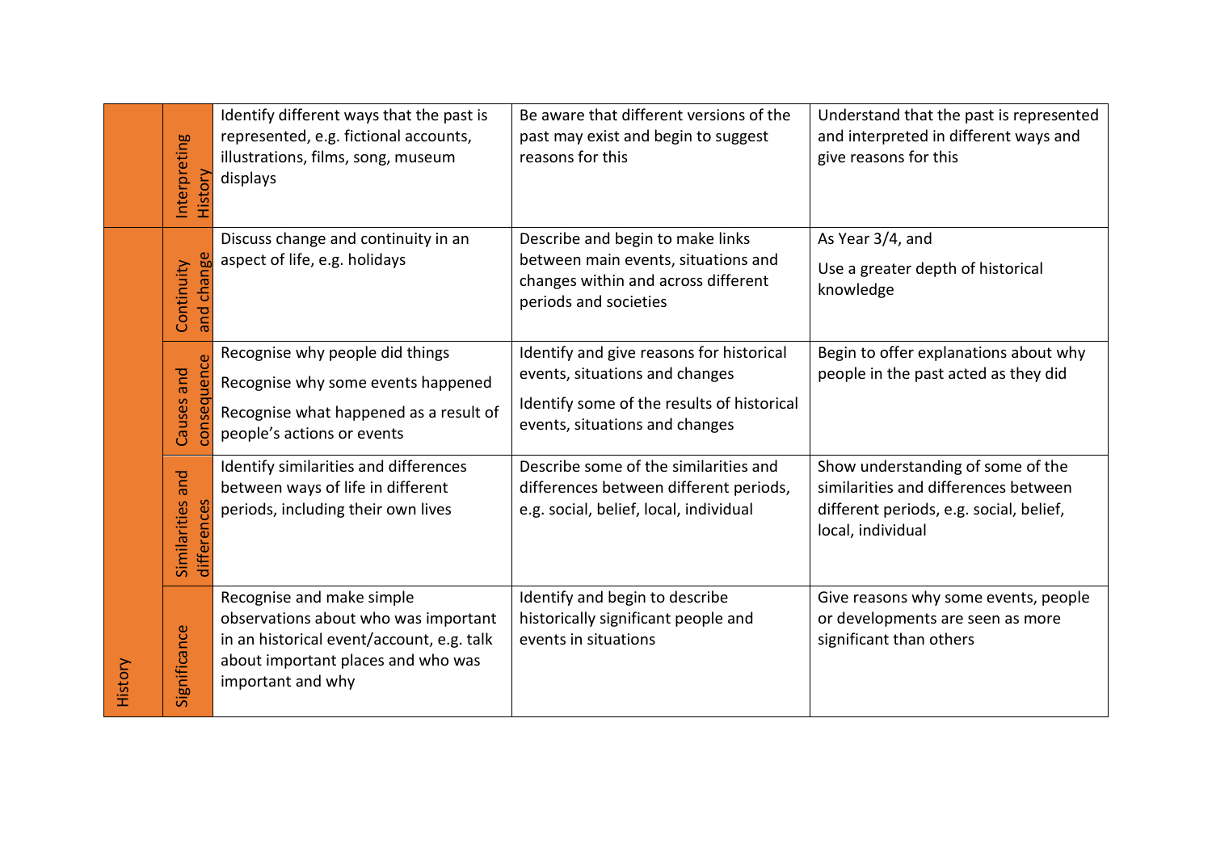| | | | | |
|---|---|---|---|---|
| | Interpreting History | Identify different ways that the past is represented, e.g. fictional accounts, illustrations, films, song, museum displays | Be aware that different versions of the past may exist and begin to suggest reasons for this | Understand that the past is represented and interpreted in different ways and give reasons for this |
| History | Continuity and change | Discuss change and continuity in an aspect of life, e.g. holidays | Describe and begin to make links between main events, situations and changes within and across different periods and societies | As Year 3/4, and<br>Use a greater depth of historical knowledge |
| | Causes and consequence | Recognise why people did things<br>Recognise why some events happened<br>Recognise what happened as a result of people's actions or events | Identify and give reasons for historical events, situations and changes<br>Identify some of the results of historical events, situations and changes | Begin to offer explanations about why people in the past acted as they did |
| | Similarities and differences | Identify similarities and differences between ways of life in different periods, including their own lives | Describe some of the similarities and differences between different periods, e.g. social, belief, local, individual | Show understanding of some of the similarities and differences between different periods, e.g. social, belief, local, individual |
| | Significance | Recognise and make simple observations about who was important in an historical event/account, e.g. talk about important places and who was important and why | Identify and begin to describe historically significant people and events in situations | Give reasons why some events, people or developments are seen as more significant than others |